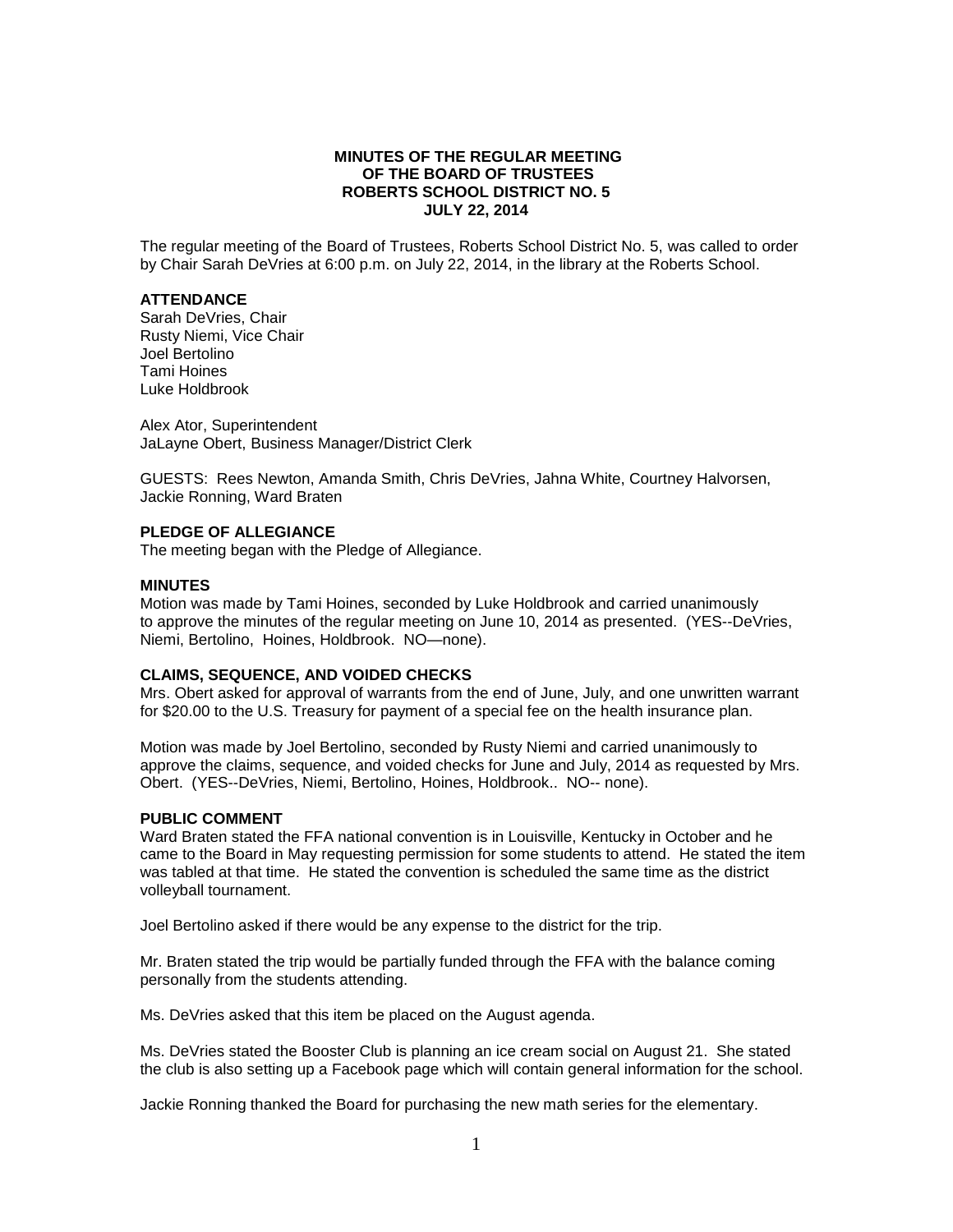**MINUTES OF THE REGULAR MEETING**
**OF THE BOARD OF TRUSTEES**
**ROBERTS SCHOOL DISTRICT NO. 5**
**JULY 22, 2014**

The regular meeting of the Board of Trustees, Roberts School District No. 5, was called to order by Chair Sarah DeVries at 6:00 p.m. on July 22, 2014, in the library at the Roberts School.

**ATTENDANCE**

Sarah DeVries, Chair
Rusty Niemi, Vice Chair
Joel Bertolino
Tami Hoines
Luke Holdbrook

Alex Ator, Superintendent
JaLayne Obert, Business Manager/District Clerk

GUESTS: Rees Newton, Amanda Smith, Chris DeVries, Jahna White, Courtney Halvorsen, Jackie Ronning, Ward Braten

**PLEDGE OF ALLEGIANCE**

The meeting began with the Pledge of Allegiance.

**MINUTES**

Motion was made by Tami Hoines, seconded by Luke Holdbrook and carried unanimously to approve the minutes of the regular meeting on June 10, 2014 as presented. (YES--DeVries, Niemi, Bertolino, Hoines, Holdbrook. NO—none).

**CLAIMS, SEQUENCE, AND VOIDED CHECKS**

Mrs. Obert asked for approval of warrants from the end of June, July, and one unwritten warrant for $20.00 to the U.S. Treasury for payment of a special fee on the health insurance plan.

Motion was made by Joel Bertolino, seconded by Rusty Niemi and carried unanimously to approve the claims, sequence, and voided checks for June and July, 2014 as requested by Mrs. Obert. (YES--DeVries, Niemi, Bertolino, Hoines, Holdbrook.. NO-- none).

**PUBLIC COMMENT**

Ward Braten stated the FFA national convention is in Louisville, Kentucky in October and he came to the Board in May requesting permission for some students to attend. He stated the item was tabled at that time. He stated the convention is scheduled the same time as the district volleyball tournament.

Joel Bertolino asked if there would be any expense to the district for the trip.

Mr. Braten stated the trip would be partially funded through the FFA with the balance coming personally from the students attending.

Ms. DeVries asked that this item be placed on the August agenda.

Ms. DeVries stated the Booster Club is planning an ice cream social on August 21. She stated the club is also setting up a Facebook page which will contain general information for the school.

Jackie Ronning thanked the Board for purchasing the new math series for the elementary.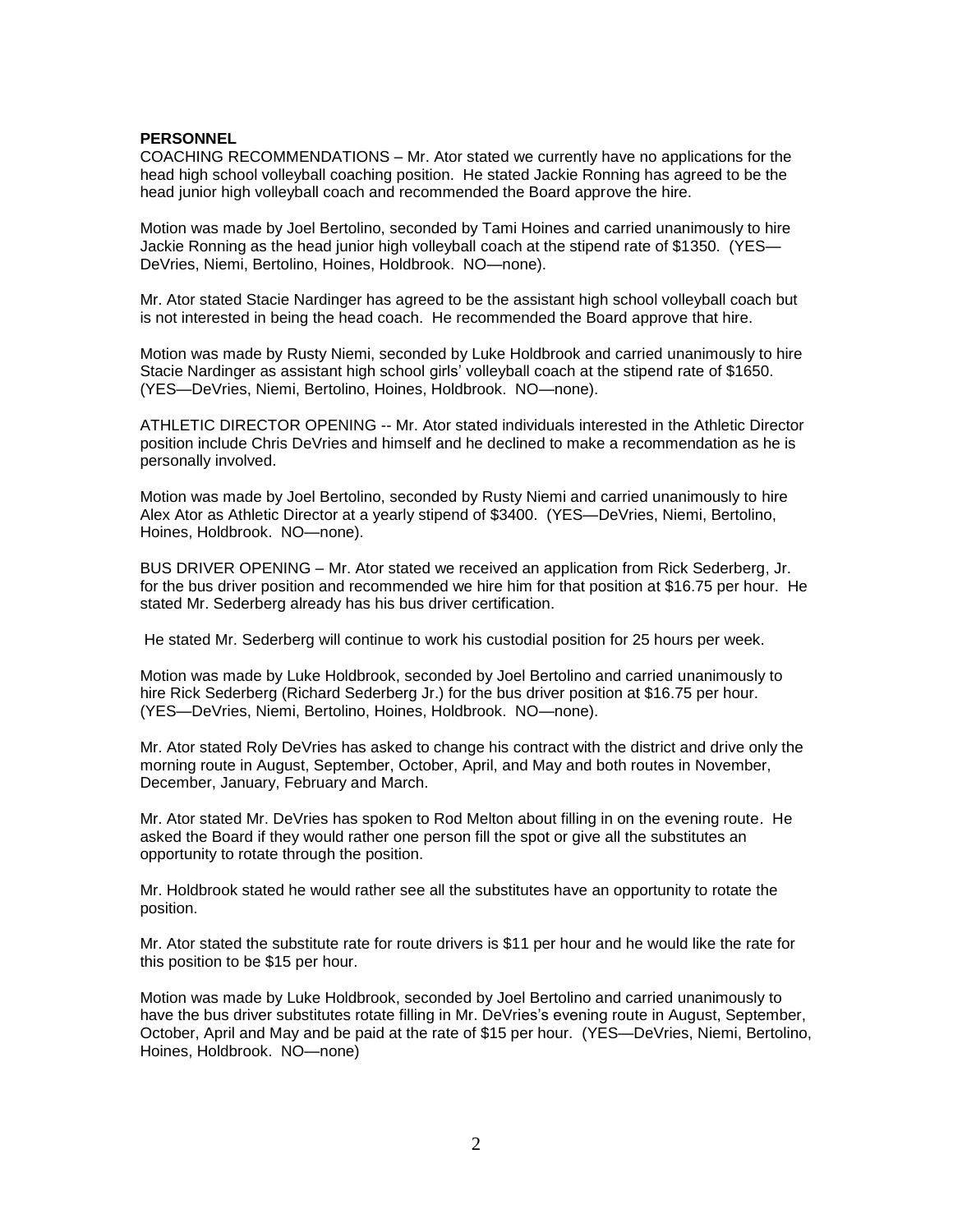**PERSONNEL**

COACHING RECOMMENDATIONS – Mr. Ator stated we currently have no applications for the head high school volleyball coaching position. He stated Jackie Ronning has agreed to be the head junior high volleyball coach and recommended the Board approve the hire.

Motion was made by Joel Bertolino, seconded by Tami Hoines and carried unanimously to hire Jackie Ronning as the head junior high volleyball coach at the stipend rate of $1350. (YES—DeVries, Niemi, Bertolino, Hoines, Holdbrook. NO—none).

Mr. Ator stated Stacie Nardinger has agreed to be the assistant high school volleyball coach but is not interested in being the head coach. He recommended the Board approve that hire.

Motion was made by Rusty Niemi, seconded by Luke Holdbrook and carried unanimously to hire Stacie Nardinger as assistant high school girls' volleyball coach at the stipend rate of $1650. (YES—DeVries, Niemi, Bertolino, Hoines, Holdbrook. NO—none).

ATHLETIC DIRECTOR OPENING -- Mr. Ator stated individuals interested in the Athletic Director position include Chris DeVries and himself and he declined to make a recommendation as he is personally involved.

Motion was made by Joel Bertolino, seconded by Rusty Niemi and carried unanimously to hire Alex Ator as Athletic Director at a yearly stipend of $3400. (YES—DeVries, Niemi, Bertolino, Hoines, Holdbrook. NO—none).

BUS DRIVER OPENING – Mr. Ator stated we received an application from Rick Sederberg, Jr. for the bus driver position and recommended we hire him for that position at $16.75 per hour. He stated Mr. Sederberg already has his bus driver certification.

He stated Mr. Sederberg will continue to work his custodial position for 25 hours per week.

Motion was made by Luke Holdbrook, seconded by Joel Bertolino and carried unanimously to hire Rick Sederberg (Richard Sederberg Jr.) for the bus driver position at $16.75 per hour. (YES—DeVries, Niemi, Bertolino, Hoines, Holdbrook. NO—none).

Mr. Ator stated Roly DeVries has asked to change his contract with the district and drive only the morning route in August, September, October, April, and May and both routes in November, December, January, February and March.

Mr. Ator stated Mr. DeVries has spoken to Rod Melton about filling in on the evening route. He asked the Board if they would rather one person fill the spot or give all the substitutes an opportunity to rotate through the position.

Mr. Holdbrook stated he would rather see all the substitutes have an opportunity to rotate the position.

Mr. Ator stated the substitute rate for route drivers is $11 per hour and he would like the rate for this position to be $15 per hour.

Motion was made by Luke Holdbrook, seconded by Joel Bertolino and carried unanimously to have the bus driver substitutes rotate filling in Mr. DeVries's evening route in August, September, October, April and May and be paid at the rate of $15 per hour. (YES—DeVries, Niemi, Bertolino, Hoines, Holdbrook. NO—none)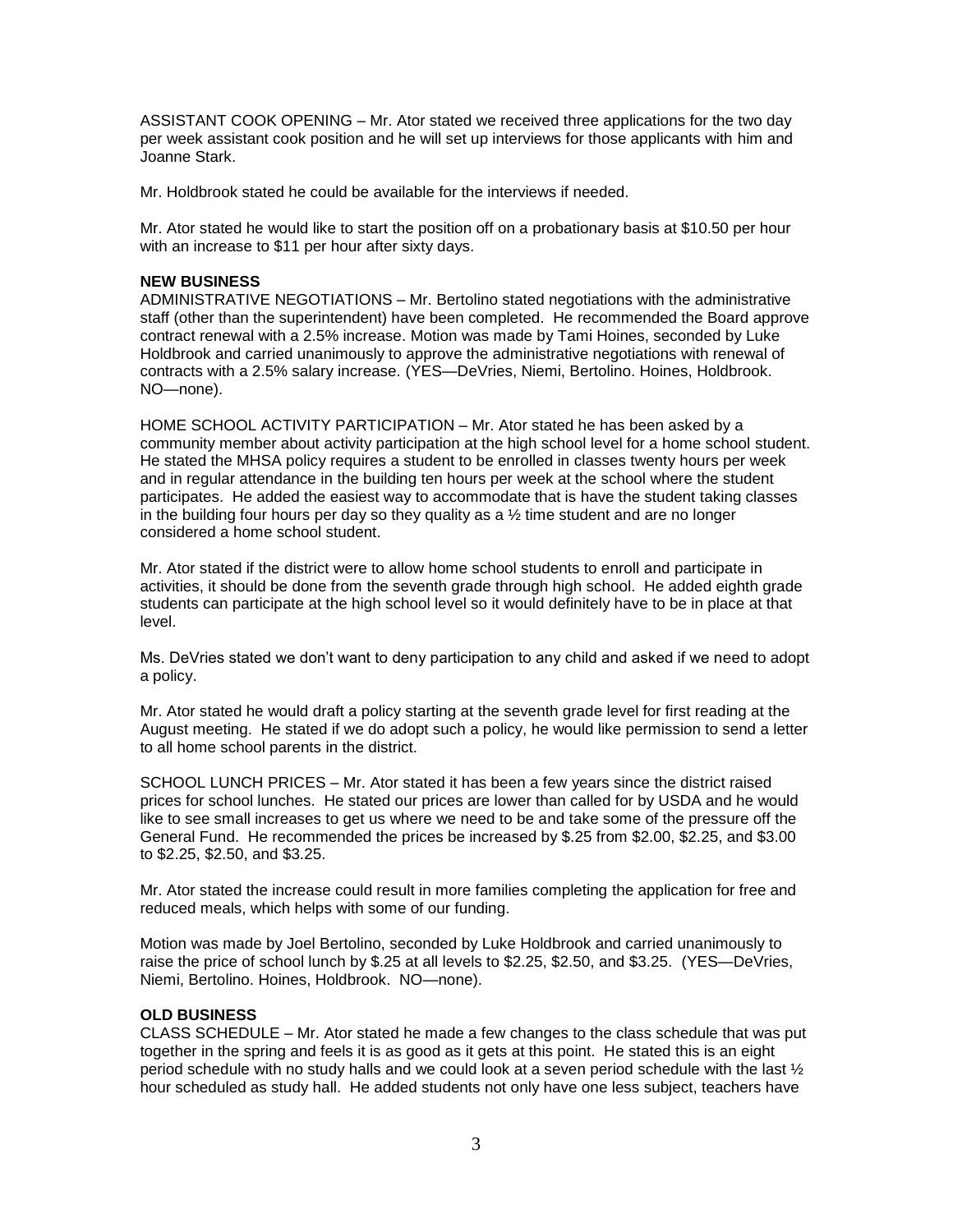ASSISTANT COOK OPENING – Mr. Ator stated we received three applications for the two day per week assistant cook position and he will set up interviews for those applicants with him and Joanne Stark.

Mr. Holdbrook stated he could be available for the interviews if needed.

Mr. Ator stated he would like to start the position off on a probationary basis at $10.50 per hour with an increase to $11 per hour after sixty days.

**NEW BUSINESS**

ADMINISTRATIVE NEGOTIATIONS – Mr. Bertolino stated negotiations with the administrative staff (other than the superintendent) have been completed. He recommended the Board approve contract renewal with a 2.5% increase. Motion was made by Tami Hoines, seconded by Luke Holdbrook and carried unanimously to approve the administrative negotiations with renewal of contracts with a 2.5% salary increase. (YES—DeVries, Niemi, Bertolino. Hoines, Holdbrook. NO—none).

HOME SCHOOL ACTIVITY PARTICIPATION – Mr. Ator stated he has been asked by a community member about activity participation at the high school level for a home school student. He stated the MHSA policy requires a student to be enrolled in classes twenty hours per week and in regular attendance in the building ten hours per week at the school where the student participates. He added the easiest way to accommodate that is have the student taking classes in the building four hours per day so they quality as a ½ time student and are no longer considered a home school student.

Mr. Ator stated if the district were to allow home school students to enroll and participate in activities, it should be done from the seventh grade through high school. He added eighth grade students can participate at the high school level so it would definitely have to be in place at that level.

Ms. DeVries stated we don't want to deny participation to any child and asked if we need to adopt a policy.

Mr. Ator stated he would draft a policy starting at the seventh grade level for first reading at the August meeting. He stated if we do adopt such a policy, he would like permission to send a letter to all home school parents in the district.

SCHOOL LUNCH PRICES – Mr. Ator stated it has been a few years since the district raised prices for school lunches. He stated our prices are lower than called for by USDA and he would like to see small increases to get us where we need to be and take some of the pressure off the General Fund. He recommended the prices be increased by $.25 from $2.00, $2.25, and $3.00 to $2.25, $2.50, and $3.25.

Mr. Ator stated the increase could result in more families completing the application for free and reduced meals, which helps with some of our funding.

Motion was made by Joel Bertolino, seconded by Luke Holdbrook and carried unanimously to raise the price of school lunch by $.25 at all levels to $2.25, $2.50, and $3.25. (YES—DeVries, Niemi, Bertolino. Hoines, Holdbrook. NO—none).

**OLD BUSINESS**

CLASS SCHEDULE – Mr. Ator stated he made a few changes to the class schedule that was put together in the spring and feels it is as good as it gets at this point. He stated this is an eight period schedule with no study halls and we could look at a seven period schedule with the last ½ hour scheduled as study hall. He added students not only have one less subject, teachers have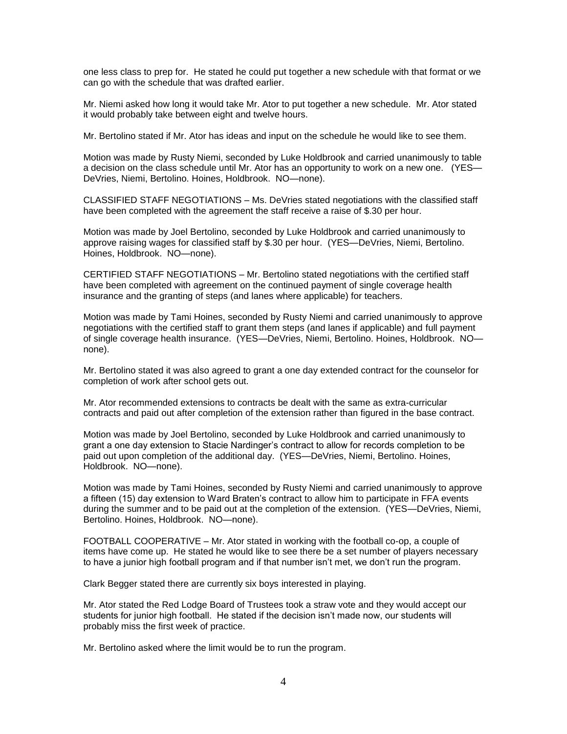one less class to prep for. He stated he could put together a new schedule with that format or we can go with the schedule that was drafted earlier.

Mr. Niemi asked how long it would take Mr. Ator to put together a new schedule. Mr. Ator stated it would probably take between eight and twelve hours.

Mr. Bertolino stated if Mr. Ator has ideas and input on the schedule he would like to see them.

Motion was made by Rusty Niemi, seconded by Luke Holdbrook and carried unanimously to table a decision on the class schedule until Mr. Ator has an opportunity to work on a new one. (YES—DeVries, Niemi, Bertolino. Hoines, Holdbrook. NO—none).

CLASSIFIED STAFF NEGOTIATIONS – Ms. DeVries stated negotiations with the classified staff have been completed with the agreement the staff receive a raise of $.30 per hour.

Motion was made by Joel Bertolino, seconded by Luke Holdbrook and carried unanimously to approve raising wages for classified staff by $.30 per hour. (YES—DeVries, Niemi, Bertolino. Hoines, Holdbrook. NO—none).

CERTIFIED STAFF NEGOTIATIONS – Mr. Bertolino stated negotiations with the certified staff have been completed with agreement on the continued payment of single coverage health insurance and the granting of steps (and lanes where applicable) for teachers.

Motion was made by Tami Hoines, seconded by Rusty Niemi and carried unanimously to approve negotiations with the certified staff to grant them steps (and lanes if applicable) and full payment of single coverage health insurance. (YES—DeVries, Niemi, Bertolino. Hoines, Holdbrook. NO—none).

Mr. Bertolino stated it was also agreed to grant a one day extended contract for the counselor for completion of work after school gets out.

Mr. Ator recommended extensions to contracts be dealt with the same as extra-curricular contracts and paid out after completion of the extension rather than figured in the base contract.

Motion was made by Joel Bertolino, seconded by Luke Holdbrook and carried unanimously to grant a one day extension to Stacie Nardinger's contract to allow for records completion to be paid out upon completion of the additional day. (YES—DeVries, Niemi, Bertolino. Hoines, Holdbrook. NO—none).

Motion was made by Tami Hoines, seconded by Rusty Niemi and carried unanimously to approve a fifteen (15) day extension to Ward Braten's contract to allow him to participate in FFA events during the summer and to be paid out at the completion of the extension. (YES—DeVries, Niemi, Bertolino. Hoines, Holdbrook. NO—none).

FOOTBALL COOPERATIVE – Mr. Ator stated in working with the football co-op, a couple of items have come up. He stated he would like to see there be a set number of players necessary to have a junior high football program and if that number isn't met, we don't run the program.

Clark Begger stated there are currently six boys interested in playing.

Mr. Ator stated the Red Lodge Board of Trustees took a straw vote and they would accept our students for junior high football. He stated if the decision isn't made now, our students will probably miss the first week of practice.

Mr. Bertolino asked where the limit would be to run the program.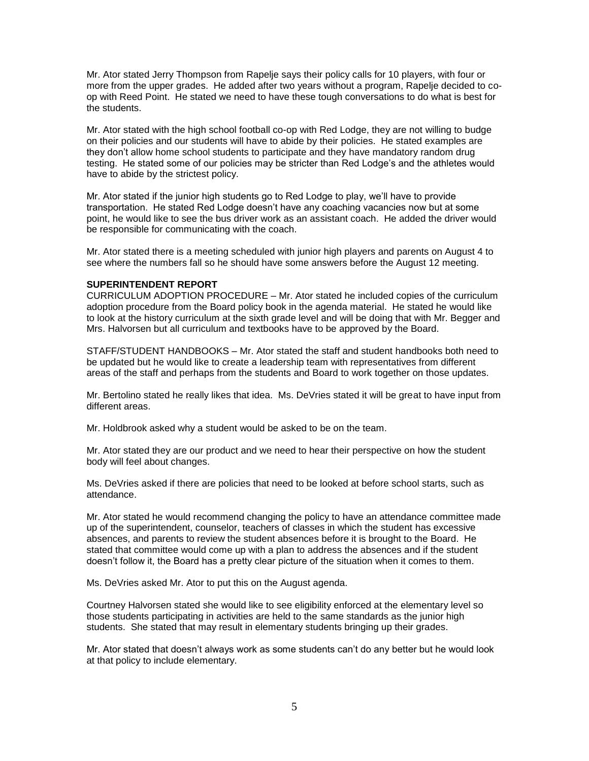Mr. Ator stated Jerry Thompson from Rapelje says their policy calls for 10 players, with four or more from the upper grades. He added after two years without a program, Rapelje decided to co-op with Reed Point. He stated we need to have these tough conversations to do what is best for the students.

Mr. Ator stated with the high school football co-op with Red Lodge, they are not willing to budge on their policies and our students will have to abide by their policies. He stated examples are they don't allow home school students to participate and they have mandatory random drug testing. He stated some of our policies may be stricter than Red Lodge's and the athletes would have to abide by the strictest policy.

Mr. Ator stated if the junior high students go to Red Lodge to play, we'll have to provide transportation. He stated Red Lodge doesn't have any coaching vacancies now but at some point, he would like to see the bus driver work as an assistant coach. He added the driver would be responsible for communicating with the coach.

Mr. Ator stated there is a meeting scheduled with junior high players and parents on August 4 to see where the numbers fall so he should have some answers before the August 12 meeting.

**SUPERINTENDENT REPORT**

CURRICULUM ADOPTION PROCEDURE – Mr. Ator stated he included copies of the curriculum adoption procedure from the Board policy book in the agenda material. He stated he would like to look at the history curriculum at the sixth grade level and will be doing that with Mr. Begger and Mrs. Halvorsen but all curriculum and textbooks have to be approved by the Board.

STAFF/STUDENT HANDBOOKS – Mr. Ator stated the staff and student handbooks both need to be updated but he would like to create a leadership team with representatives from different areas of the staff and perhaps from the students and Board to work together on those updates.

Mr. Bertolino stated he really likes that idea. Ms. DeVries stated it will be great to have input from different areas.

Mr. Holdbrook asked why a student would be asked to be on the team.

Mr. Ator stated they are our product and we need to hear their perspective on how the student body will feel about changes.

Ms. DeVries asked if there are policies that need to be looked at before school starts, such as attendance.

Mr. Ator stated he would recommend changing the policy to have an attendance committee made up of the superintendent, counselor, teachers of classes in which the student has excessive absences, and parents to review the student absences before it is brought to the Board. He stated that committee would come up with a plan to address the absences and if the student doesn't follow it, the Board has a pretty clear picture of the situation when it comes to them.

Ms. DeVries asked Mr. Ator to put this on the August agenda.

Courtney Halvorsen stated she would like to see eligibility enforced at the elementary level so those students participating in activities are held to the same standards as the junior high students. She stated that may result in elementary students bringing up their grades.

Mr. Ator stated that doesn't always work as some students can't do any better but he would look at that policy to include elementary.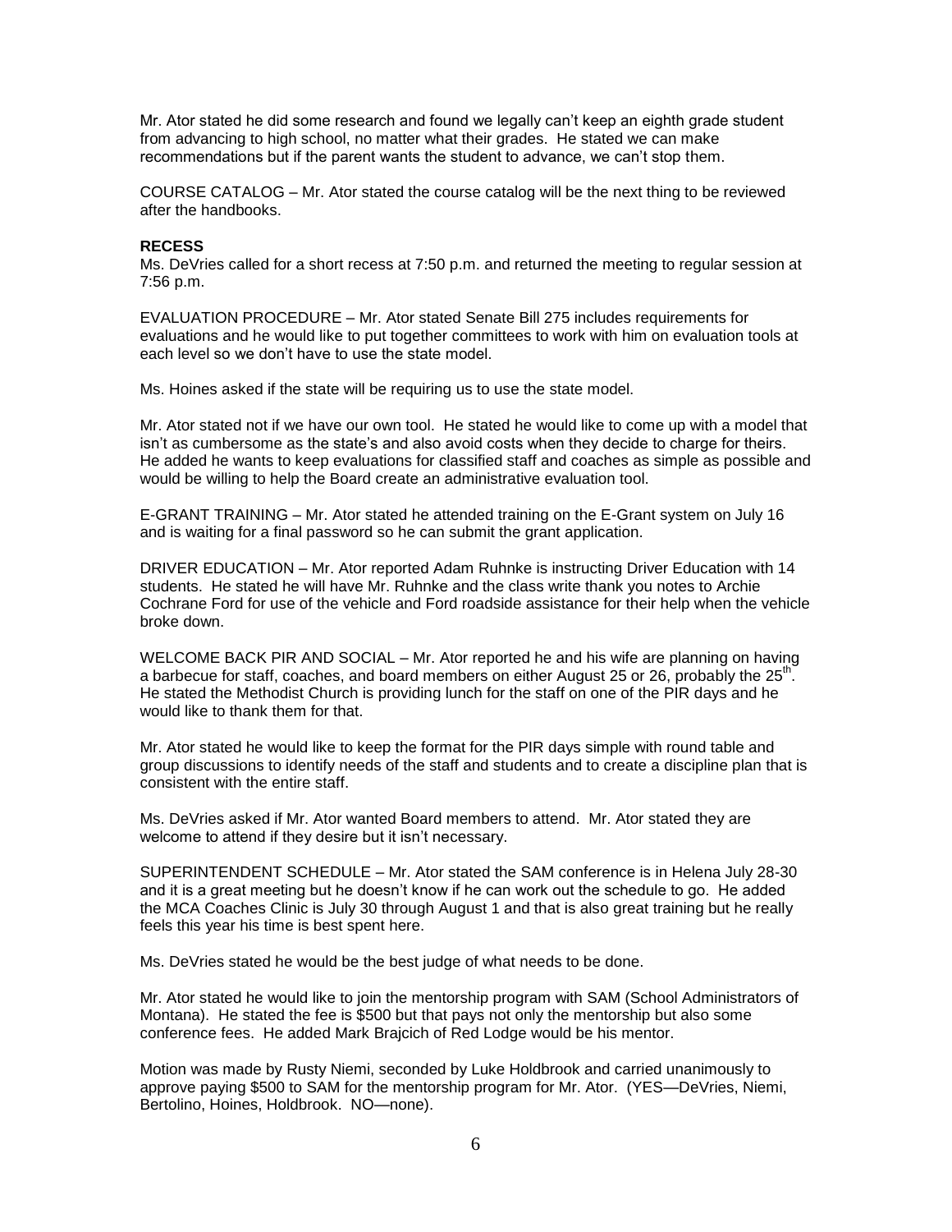Mr. Ator stated he did some research and found we legally can't keep an eighth grade student from advancing to high school, no matter what their grades. He stated we can make recommendations but if the parent wants the student to advance, we can't stop them.

COURSE CATALOG – Mr. Ator stated the course catalog will be the next thing to be reviewed after the handbooks.

**RECESS**

Ms. DeVries called for a short recess at 7:50 p.m. and returned the meeting to regular session at 7:56 p.m.

EVALUATION PROCEDURE – Mr. Ator stated Senate Bill 275 includes requirements for evaluations and he would like to put together committees to work with him on evaluation tools at each level so we don't have to use the state model.

Ms. Hoines asked if the state will be requiring us to use the state model.

Mr. Ator stated not if we have our own tool. He stated he would like to come up with a model that isn't as cumbersome as the state's and also avoid costs when they decide to charge for theirs. He added he wants to keep evaluations for classified staff and coaches as simple as possible and would be willing to help the Board create an administrative evaluation tool.

E-GRANT TRAINING – Mr. Ator stated he attended training on the E-Grant system on July 16 and is waiting for a final password so he can submit the grant application.

DRIVER EDUCATION – Mr. Ator reported Adam Ruhnke is instructing Driver Education with 14 students. He stated he will have Mr. Ruhnke and the class write thank you notes to Archie Cochrane Ford for use of the vehicle and Ford roadside assistance for their help when the vehicle broke down.

WELCOME BACK PIR AND SOCIAL – Mr. Ator reported he and his wife are planning on having a barbecue for staff, coaches, and board members on either August 25 or 26, probably the 25th. He stated the Methodist Church is providing lunch for the staff on one of the PIR days and he would like to thank them for that.

Mr. Ator stated he would like to keep the format for the PIR days simple with round table and group discussions to identify needs of the staff and students and to create a discipline plan that is consistent with the entire staff.

Ms. DeVries asked if Mr. Ator wanted Board members to attend. Mr. Ator stated they are welcome to attend if they desire but it isn't necessary.

SUPERINTENDENT SCHEDULE – Mr. Ator stated the SAM conference is in Helena July 28-30 and it is a great meeting but he doesn't know if he can work out the schedule to go. He added the MCA Coaches Clinic is July 30 through August 1 and that is also great training but he really feels this year his time is best spent here.

Ms. DeVries stated he would be the best judge of what needs to be done.

Mr. Ator stated he would like to join the mentorship program with SAM (School Administrators of Montana). He stated the fee is $500 but that pays not only the mentorship but also some conference fees. He added Mark Brajcich of Red Lodge would be his mentor.

Motion was made by Rusty Niemi, seconded by Luke Holdbrook and carried unanimously to approve paying $500 to SAM for the mentorship program for Mr. Ator. (YES—DeVries, Niemi, Bertolino, Hoines, Holdbrook. NO—none).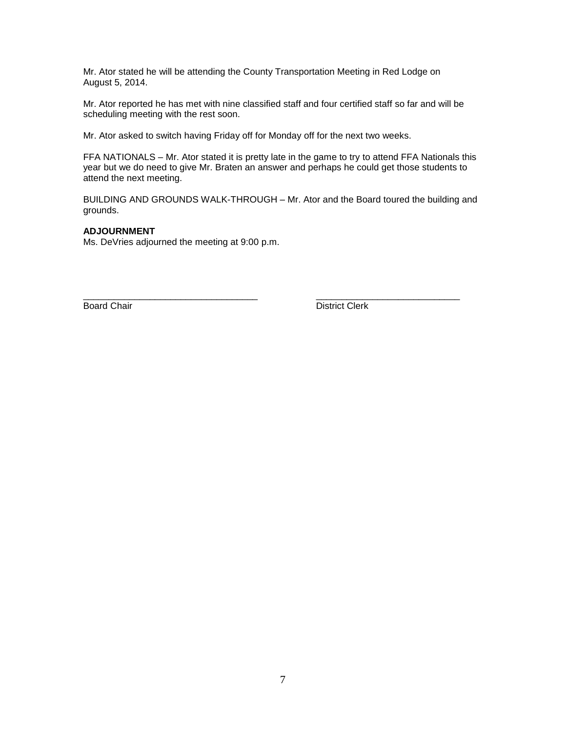Mr. Ator stated he will be attending the County Transportation Meeting in Red Lodge on August 5, 2014.

Mr. Ator reported he has met with nine classified staff and four certified staff so far and will be scheduling meeting with the rest soon.

Mr. Ator asked to switch having Friday off for Monday off for the next two weeks.

FFA NATIONALS – Mr. Ator stated it is pretty late in the game to try to attend FFA Nationals this year but we do need to give Mr. Braten an answer and perhaps he could get those students to attend the next meeting.

BUILDING AND GROUNDS WALK-THROUGH – Mr. Ator and the Board toured the building and grounds.

**ADJOURNMENT**

Ms. DeVries adjourned the meeting at 9:00 p.m.

_________________________________ Board Chair

___________________________ District Clerk